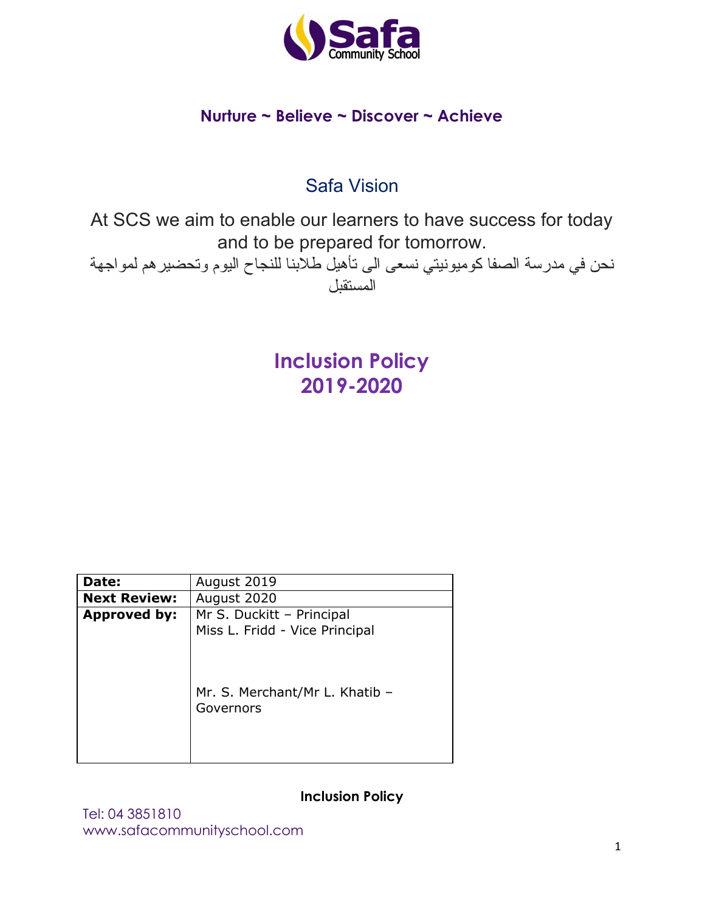**Nurture ~ Believe ~ Discover ~ Achieve**

## Safa Vision

At SCS we aim to enable our learners to have success for today and to be prepared for tomorrow.

نحن في مدرسة الصفا كوميونيتي نسعى الى تأهيل طلابنا للنجاح اليوم وتحضيرهم لمواجهة المستقبل

# Inclusion Policy 2019-2020

| **Date:** | August 2019 |
| --- | --- |
| **Next Review:** | August 2020 |
| **Approved by:** | Mr S. Duckitt – Principal<br>Miss L. Fridd - Vice Principal<br><br>Mr. S. Merchant/Mr L. Khatib – Governors |

Tel: 04 3851810
www.safacommunityschool.com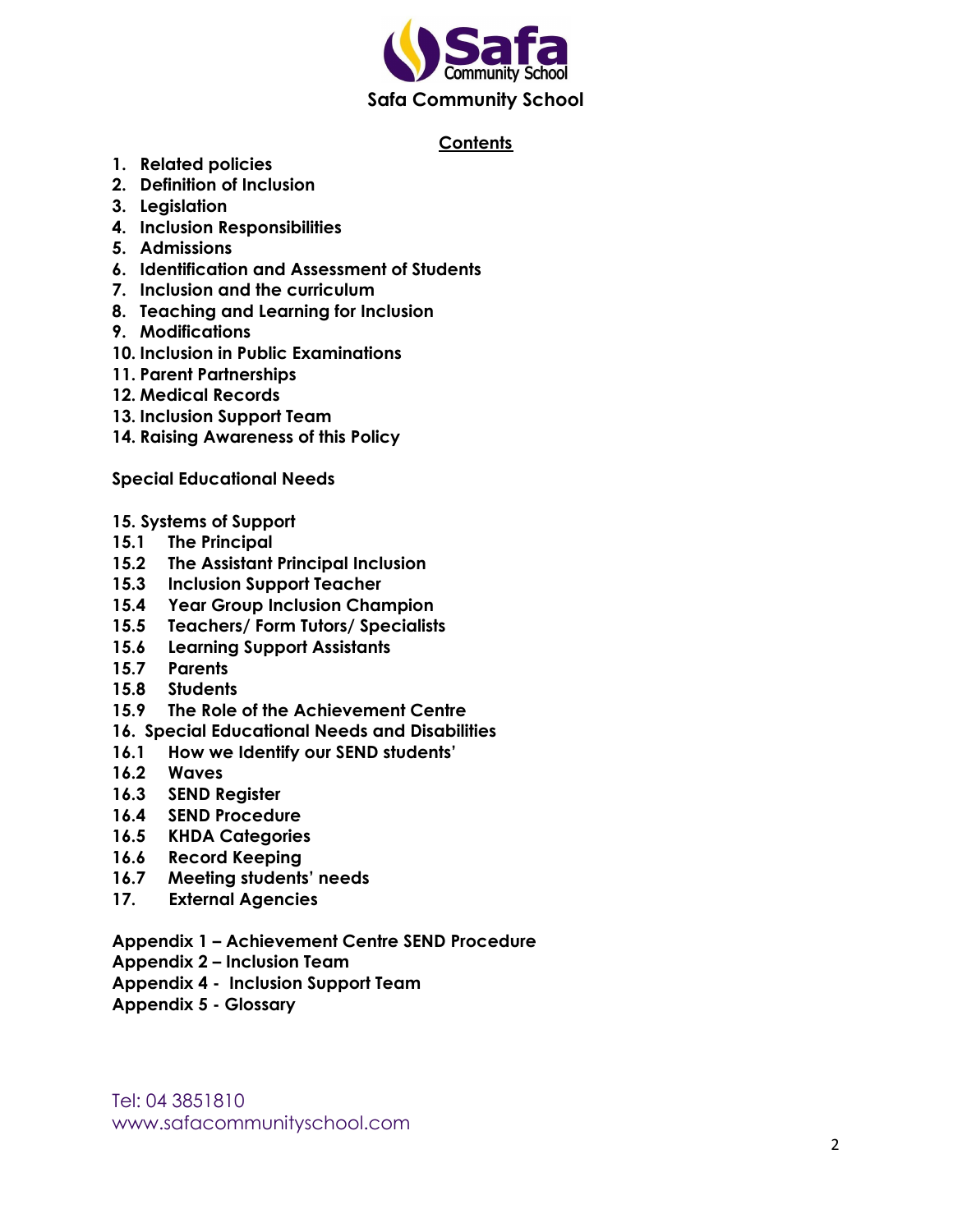Safa Community School

## Contents

1. Related policies
2. Definition of Inclusion
3. Legislation
4. Inclusion Responsibilities
5. Admissions
6. Identification and Assessment of Students
7. Inclusion and the curriculum
8. Teaching and Learning for Inclusion
9. Modifications
10. Inclusion in Public Examinations
11. Parent Partnerships
12. Medical Records
13. Inclusion Support Team
14. Raising Awareness of this Policy

**Special Educational Needs**

15. Systems of Support
- 15.1 The Principal
- 15.2 The Assistant Principal Inclusion
- 15.3 Inclusion Support Teacher
- 15.4 Year Group Inclusion Champion
- 15.5 Teachers/ Form Tutors/ Specialists
- 15.6 Learning Support Assistants
- 15.7 Parents
- 15.8 Students
- 15.9 The Role of the Achievement Centre

16. Special Educational Needs and Disabilities
- 16.1 How we Identify our SEND students'
- 16.2 Waves
- 16.3 SEND Register
- 16.4 SEND Procedure
- 16.5 KHDA Categories
- 16.6 Record Keeping
- 16.7 Meeting students' needs

17. External Agencies

**Appendix 1 – Achievement Centre SEND Procedure**
**Appendix 2 – Inclusion Team**
**Appendix 4 - Inclusion Support Team**
**Appendix 5 - Glossary**

Tel: 04 3851810
www.safacommunityschool.com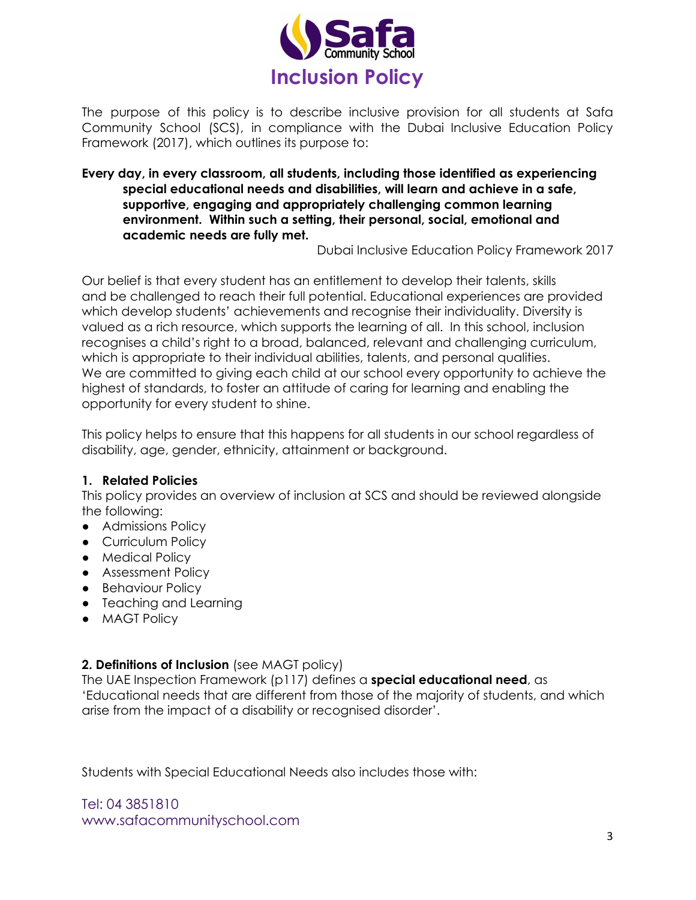Safa Community School

# Inclusion Policy

The purpose of this policy is to describe inclusive provision for all students at Safa Community School (SCS), in compliance with the Dubai Inclusive Education Policy Framework (2017), which outlines its purpose to:

> **Every day, in every classroom, all students, including those identified as experiencing special educational needs and disabilities, will learn and achieve in a safe, supportive, engaging and appropriately challenging common learning environment. Within such a setting, their personal, social, emotional and academic needs are fully met.**
>
> Dubai Inclusive Education Policy Framework 2017

Our belief is that every student has an entitlement to develop their talents, skills and be challenged to reach their full potential. Educational experiences are provided which develop students' achievements and recognise their individuality. Diversity is valued as a rich resource, which supports the learning of all. In this school, inclusion recognises a child's right to a broad, balanced, relevant and challenging curriculum, which is appropriate to their individual abilities, talents, and personal qualities. We are committed to giving each child at our school every opportunity to achieve the highest of standards, to foster an attitude of caring for learning and enabling the opportunity for every student to shine.

This policy helps to ensure that this happens for all students in our school regardless of disability, age, gender, ethnicity, attainment or background.

### 1. Related Policies

This policy provides an overview of inclusion at SCS and should be reviewed alongside the following:

- Admissions Policy
- Curriculum Policy
- Medical Policy
- Assessment Policy
- Behaviour Policy
- Teaching and Learning
- MAGT Policy

### 2. Definitions of Inclusion (see MAGT policy)

The UAE Inspection Framework (p117) defines a **special educational need**, as 'Educational needs that are different from those of the majority of students, and which arise from the impact of a disability or recognised disorder'.

Students with Special Educational Needs also includes those with:

Tel: 04 3851810
www.safacommunityschool.com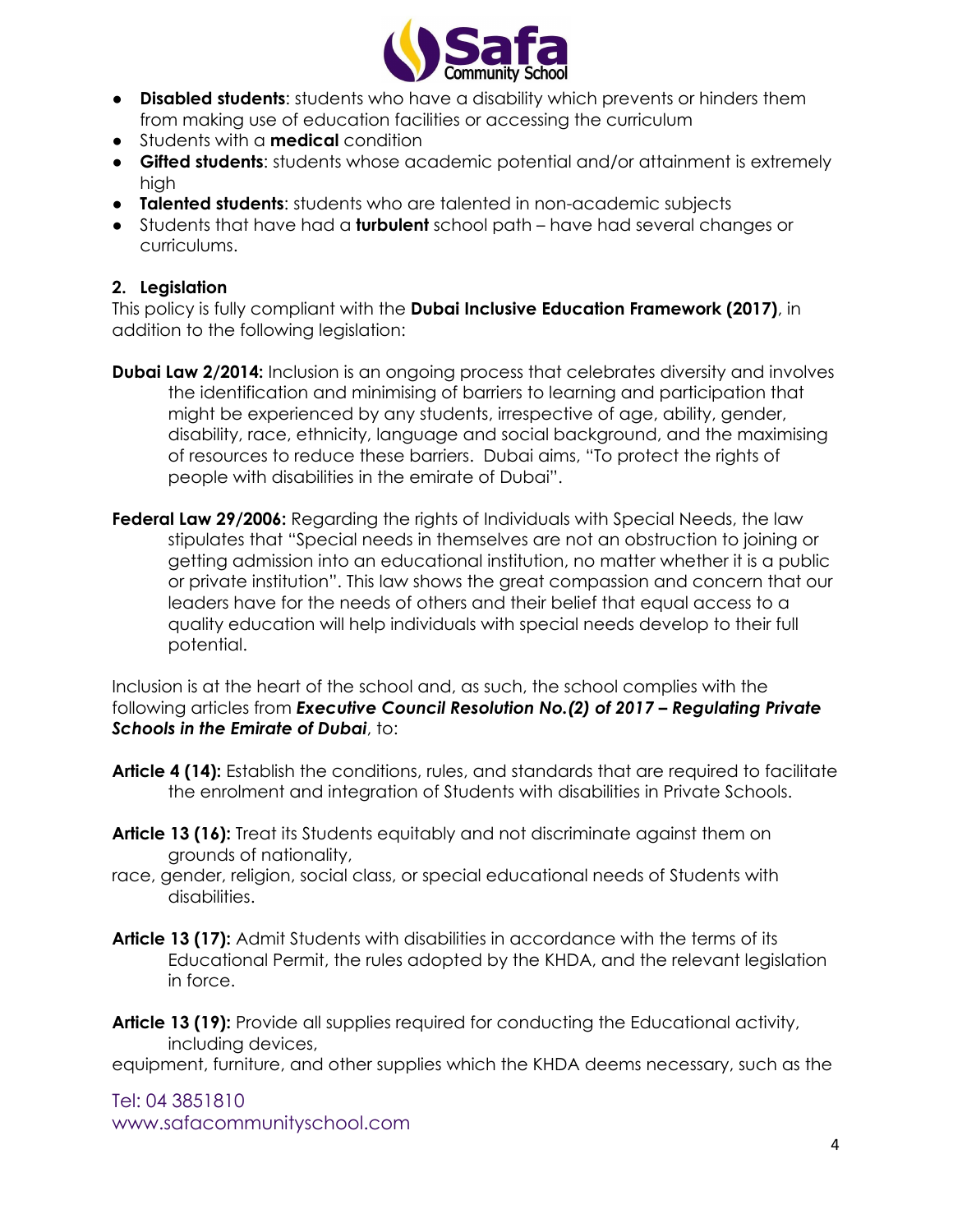- **Disabled students**: students who have a disability which prevents or hinders them from making use of education facilities or accessing the curriculum
- Students with a **medical** condition
- **Gifted students**: students whose academic potential and/or attainment is extremely high
- **Talented students**: students who are talented in non-academic subjects
- Students that have had a **turbulent** school path – have had several changes or curriculums.

## 2. Legislation

This policy is fully compliant with the **Dubai Inclusive Education Framework (2017)**, in addition to the following legislation:

**Dubai Law 2/2014:** Inclusion is an ongoing process that celebrates diversity and involves the identification and minimising of barriers to learning and participation that might be experienced by any students, irrespective of age, ability, gender, disability, race, ethnicity, language and social background, and the maximising of resources to reduce these barriers. Dubai aims, "To protect the rights of people with disabilities in the emirate of Dubai".

**Federal Law 29/2006:** Regarding the rights of Individuals with Special Needs, the law stipulates that "Special needs in themselves are not an obstruction to joining or getting admission into an educational institution, no matter whether it is a public or private institution". This law shows the great compassion and concern that our leaders have for the needs of others and their belief that equal access to a quality education will help individuals with special needs develop to their full potential.

Inclusion is at the heart of the school and, as such, the school complies with the following articles from ***Executive Council Resolution No.(2) of 2017 – Regulating Private Schools in the Emirate of Dubai***, to:

**Article 4 (14):** Establish the conditions, rules, and standards that are required to facilitate the enrolment and integration of Students with disabilities in Private Schools.

**Article 13 (16):** Treat its Students equitably and not discriminate against them on grounds of nationality, race, gender, religion, social class, or special educational needs of Students with disabilities.

**Article 13 (17):** Admit Students with disabilities in accordance with the terms of its Educational Permit, the rules adopted by the KHDA, and the relevant legislation in force.

**Article 13 (19):** Provide all supplies required for conducting the Educational activity, including devices, equipment, furniture, and other supplies which the KHDA deems necessary, such as the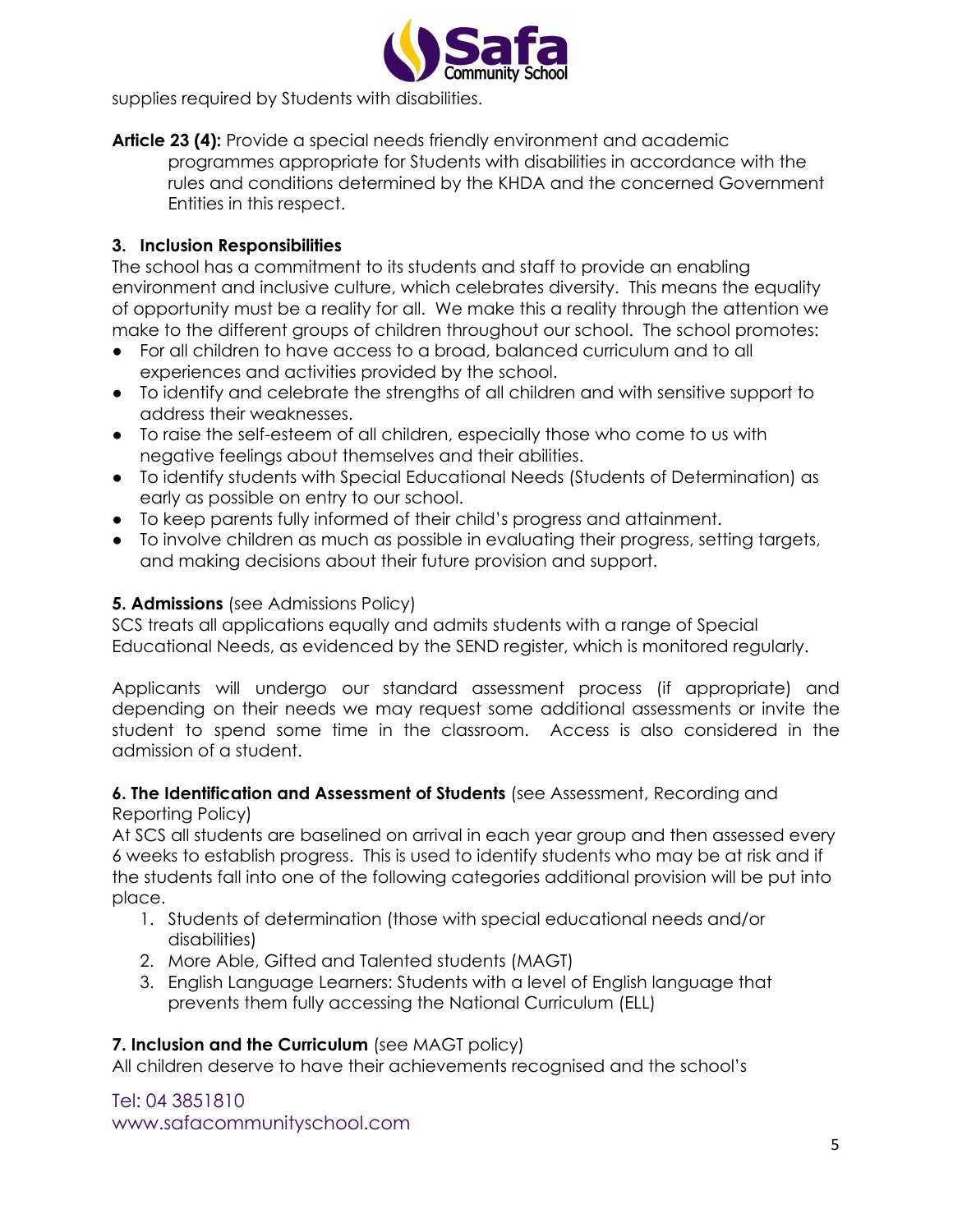supplies required by Students with disabilities.

**Article 23 (4):** Provide a special needs friendly environment and academic programmes appropriate for Students with disabilities in accordance with the rules and conditions determined by the KHDA and the concerned Government Entities in this respect.

### 3. Inclusion Responsibilities

The school has a commitment to its students and staff to provide an enabling environment and inclusive culture, which celebrates diversity. This means the equality of opportunity must be a reality for all. We make this a reality through the attention we make to the different groups of children throughout our school. The school promotes:

- For all children to have access to a broad, balanced curriculum and to all experiences and activities provided by the school.
- To identify and celebrate the strengths of all children and with sensitive support to address their weaknesses.
- To raise the self-esteem of all children, especially those who come to us with negative feelings about themselves and their abilities.
- To identify students with Special Educational Needs (Students of Determination) as early as possible on entry to our school.
- To keep parents fully informed of their child's progress and attainment.
- To involve children as much as possible in evaluating their progress, setting targets, and making decisions about their future provision and support.

### 5. Admissions (see Admissions Policy)

SCS treats all applications equally and admits students with a range of Special Educational Needs, as evidenced by the SEND register, which is monitored regularly.

Applicants will undergo our standard assessment process (if appropriate) and depending on their needs we may request some additional assessments or invite the student to spend some time in the classroom. Access is also considered in the admission of a student.

### 6. The Identification and Assessment of Students (see Assessment, Recording and Reporting Policy)

At SCS all students are baselined on arrival in each year group and then assessed every 6 weeks to establish progress. This is used to identify students who may be at risk and if the students fall into one of the following categories additional provision will be put into place.

1. Students of determination (those with special educational needs and/or disabilities)
2. More Able, Gifted and Talented students (MAGT)
3. English Language Learners: Students with a level of English language that prevents them fully accessing the National Curriculum (ELL)

### 7. Inclusion and the Curriculum (see MAGT policy)

All children deserve to have their achievements recognised and the school's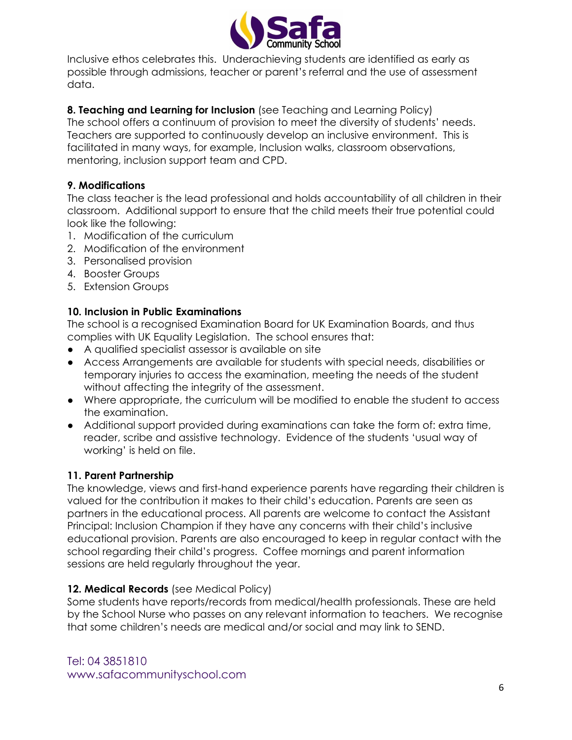Inclusive ethos celebrates this. Underachieving students are identified as early as possible through admissions, teacher or parent's referral and the use of assessment data.

**8. Teaching and Learning for Inclusion** (see Teaching and Learning Policy)
The school offers a continuum of provision to meet the diversity of students' needs. Teachers are supported to continuously develop an inclusive environment. This is facilitated in many ways, for example, Inclusion walks, classroom observations, mentoring, inclusion support team and CPD.

**9. Modifications**
The class teacher is the lead professional and holds accountability of all children in their classroom. Additional support to ensure that the child meets their true potential could look like the following:

1. Modification of the curriculum
2. Modification of the environment
3. Personalised provision
4. Booster Groups
5. Extension Groups

**10. Inclusion in Public Examinations**
The school is a recognised Examination Board for UK Examination Boards, and thus complies with UK Equality Legislation. The school ensures that:

- A qualified specialist assessor is available on site
- Access Arrangements are available for students with special needs, disabilities or temporary injuries to access the examination, meeting the needs of the student without affecting the integrity of the assessment.
- Where appropriate, the curriculum will be modified to enable the student to access the examination.
- Additional support provided during examinations can take the form of: extra time, reader, scribe and assistive technology. Evidence of the students 'usual way of working' is held on file.

**11. Parent Partnership**
The knowledge, views and first-hand experience parents have regarding their children is valued for the contribution it makes to their child's education. Parents are seen as partners in the educational process. All parents are welcome to contact the Assistant Principal: Inclusion Champion if they have any concerns with their child's inclusive educational provision. Parents are also encouraged to keep in regular contact with the school regarding their child's progress. Coffee mornings and parent information sessions are held regularly throughout the year.

**12. Medical Records** (see Medical Policy)
Some students have reports/records from medical/health professionals. These are held by the School Nurse who passes on any relevant information to teachers. We recognise that some children's needs are medical and/or social and may link to SEND.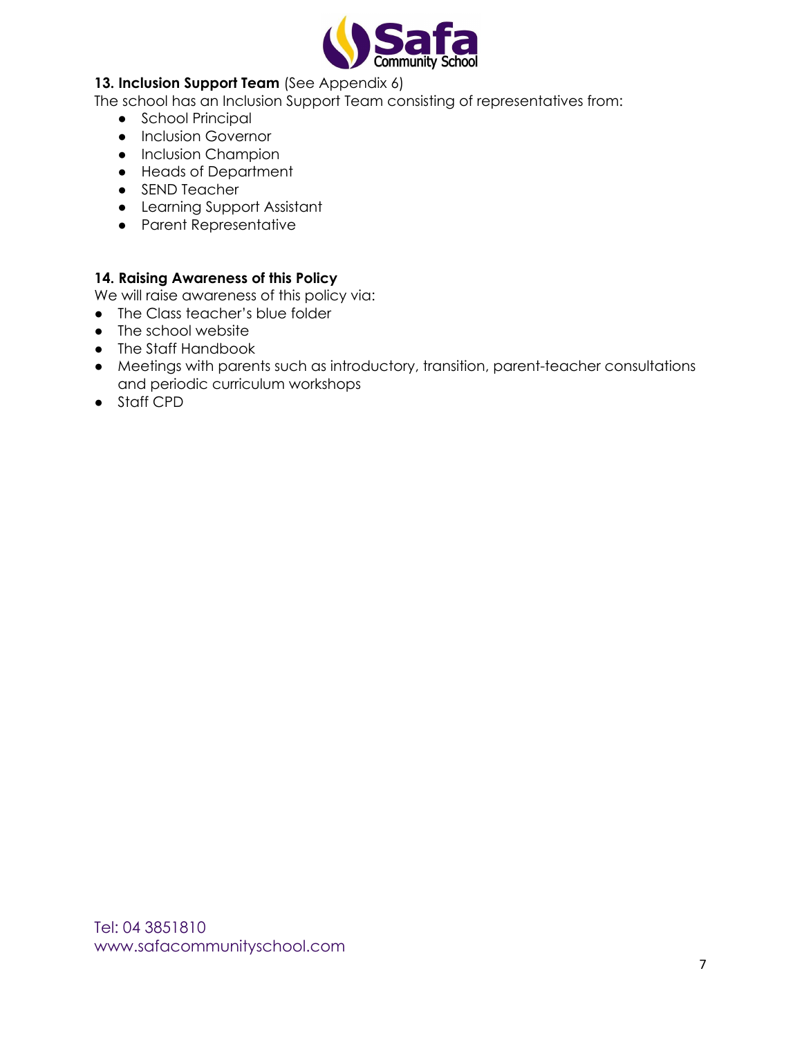**13. Inclusion Support Team** (See Appendix 6)

The school has an Inclusion Support Team consisting of representatives from:

- School Principal
- Inclusion Governor
- Inclusion Champion
- Heads of Department
- SEND Teacher
- Learning Support Assistant
- Parent Representative

**14. Raising Awareness of this Policy**

We will raise awareness of this policy via:

- The Class teacher's blue folder
- The school website
- The Staff Handbook
- Meetings with parents such as introductory, transition, parent-teacher consultations and periodic curriculum workshops
- Staff CPD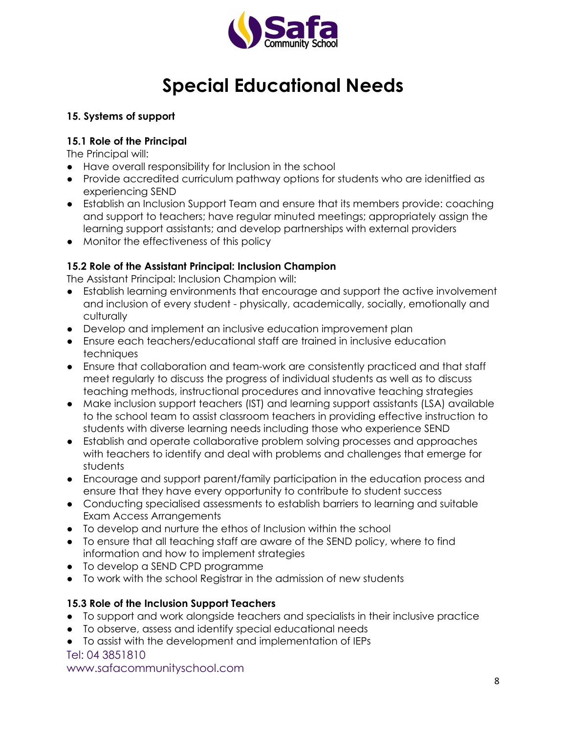# Special Educational Needs

### 15. Systems of support

#### 15.1 Role of the Principal

The Principal will:

- Have overall responsibility for Inclusion in the school
- Provide accredited curriculum pathway options for students who are idenitfied as experiencing SEND
- Establish an Inclusion Support Team and ensure that its members provide: coaching and support to teachers; have regular minuted meetings; appropriately assign the learning support assistants; and develop partnerships with external providers
- Monitor the effectiveness of this policy

#### 15.2 Role of the Assistant Principal: Inclusion Champion

The Assistant Principal: Inclusion Champion will:

- Establish learning environments that encourage and support the active involvement and inclusion of every student - physically, academically, socially, emotionally and culturally
- Develop and implement an inclusive education improvement plan
- Ensure each teachers/educational staff are trained in inclusive education techniques
- Ensure that collaboration and team-work are consistently practiced and that staff meet regularly to discuss the progress of individual students as well as to discuss teaching methods, instructional procedures and innovative teaching strategies
- Make inclusion support teachers (IST) and learning support assistants (LSA) available to the school team to assist classroom teachers in providing effective instruction to students with diverse learning needs including those who experience SEND
- Establish and operate collaborative problem solving processes and approaches with teachers to identify and deal with problems and challenges that emerge for students
- Encourage and support parent/family participation in the education process and ensure that they have every opportunity to contribute to student success
- Conducting specialised assessments to establish barriers to learning and suitable Exam Access Arrangements
- To develop and nurture the ethos of Inclusion within the school
- To ensure that all teaching staff are aware of the SEND policy, where to find information and how to implement strategies
- To develop a SEND CPD programme
- To work with the school Registrar in the admission of new students

#### 15.3 Role of the Inclusion Support Teachers

- To support and work alongside teachers and specialists in their inclusive practice
- To observe, assess and identify special educational needs
- To assist with the development and implementation of IEPs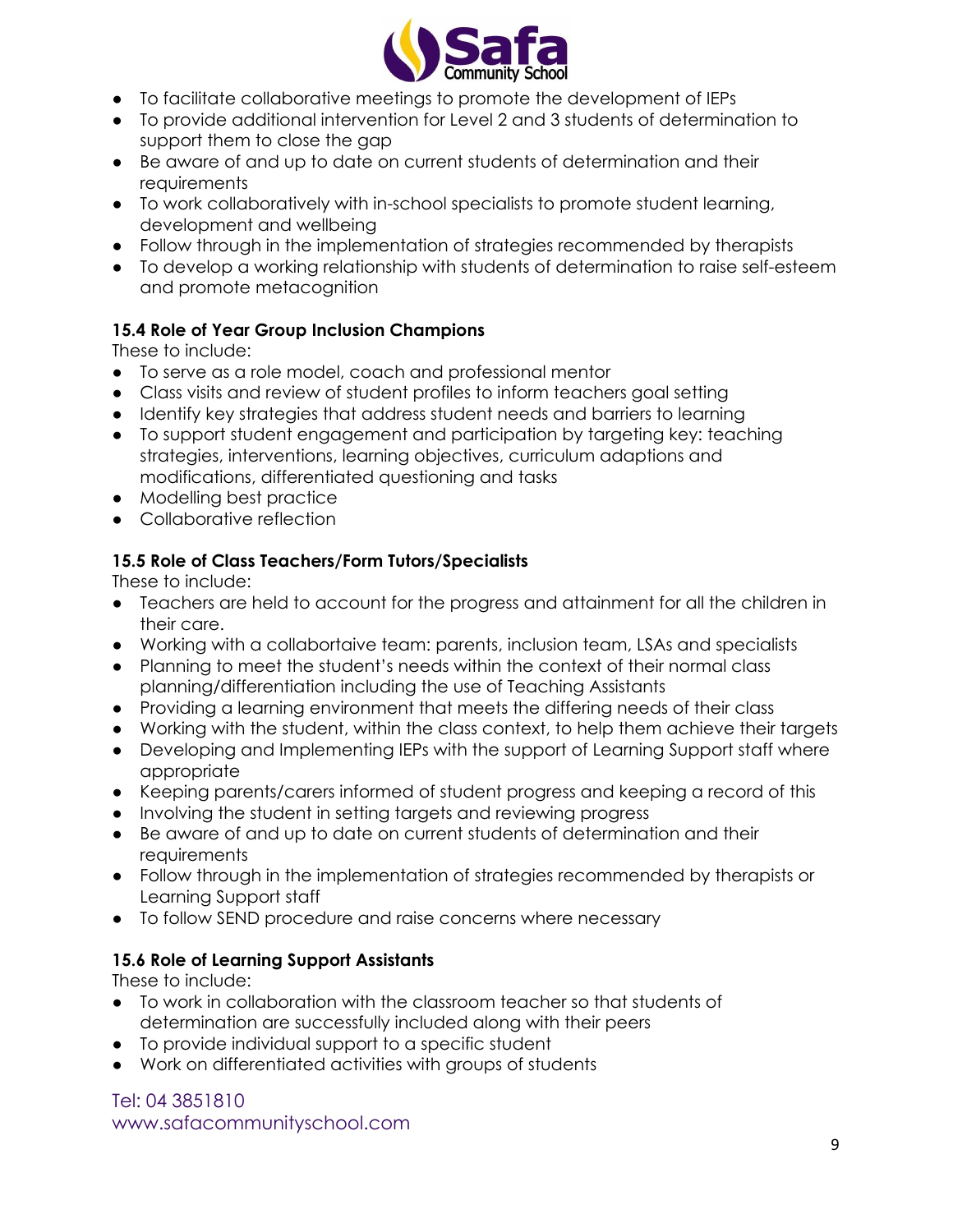- To facilitate collaborative meetings to promote the development of IEPs
- To provide additional intervention for Level 2 and 3 students of determination to support them to close the gap
- Be aware of and up to date on current students of determination and their requirements
- To work collaboratively with in-school specialists to promote student learning, development and wellbeing
- Follow through in the implementation of strategies recommended by therapists
- To develop a working relationship with students of determination to raise self-esteem and promote metacognition

### 15.4 Role of Year Group Inclusion Champions

These to include:

- To serve as a role model, coach and professional mentor
- Class visits and review of student profiles to inform teachers goal setting
- Identify key strategies that address student needs and barriers to learning
- To support student engagement and participation by targeting key: teaching strategies, interventions, learning objectives, curriculum adaptions and modifications, differentiated questioning and tasks
- Modelling best practice
- Collaborative reflection

### 15.5 Role of Class Teachers/Form Tutors/Specialists

These to include:

- Teachers are held to account for the progress and attainment for all the children in their care.
- Working with a collabortaive team: parents, inclusion team, LSAs and specialists
- Planning to meet the student's needs within the context of their normal class planning/differentiation including the use of Teaching Assistants
- Providing a learning environment that meets the differing needs of their class
- Working with the student, within the class context, to help them achieve their targets
- Developing and Implementing IEPs with the support of Learning Support staff where appropriate
- Keeping parents/carers informed of student progress and keeping a record of this
- Involving the student in setting targets and reviewing progress
- Be aware of and up to date on current students of determination and their requirements
- Follow through in the implementation of strategies recommended by therapists or Learning Support staff
- To follow SEND procedure and raise concerns where necessary

### 15.6 Role of Learning Support Assistants

These to include:

- To work in collaboration with the classroom teacher so that students of determination are successfully included along with their peers
- To provide individual support to a specific student
- Work on differentiated activities with groups of students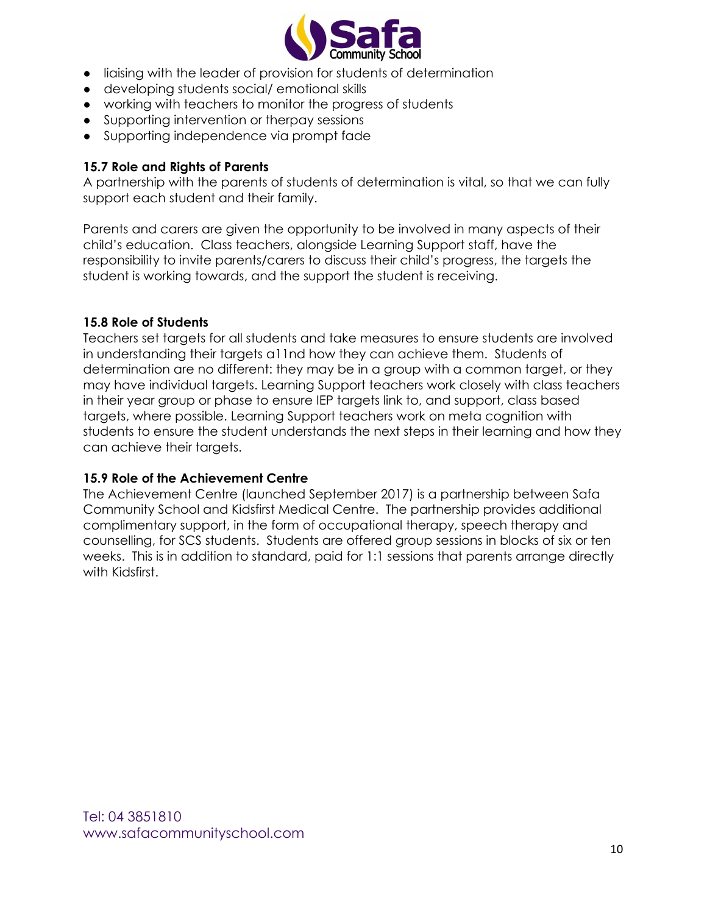- liaising with the leader of provision for students of determination
- developing students social/ emotional skills
- working with teachers to monitor the progress of students
- Supporting intervention or therpay sessions
- Supporting independence via prompt fade

**15.7 Role and Rights of Parents**

A partnership with the parents of students of determination is vital, so that we can fully support each student and their family.

Parents and carers are given the opportunity to be involved in many aspects of their child's education. Class teachers, alongside Learning Support staff, have the responsibility to invite parents/carers to discuss their child's progress, the targets the student is working towards, and the support the student is receiving.

**15.8 Role of Students**

Teachers set targets for all students and take measures to ensure students are involved in understanding their targets a11nd how they can achieve them. Students of determination are no different: they may be in a group with a common target, or they may have individual targets. Learning Support teachers work closely with class teachers in their year group or phase to ensure IEP targets link to, and support, class based targets, where possible. Learning Support teachers work on meta cognition with students to ensure the student understands the next steps in their learning and how they can achieve their targets.

**15.9 Role of the Achievement Centre**

The Achievement Centre (launched September 2017) is a partnership between Safa Community School and Kidsfirst Medical Centre. The partnership provides additional complimentary support, in the form of occupational therapy, speech therapy and counselling, for SCS students. Students are offered group sessions in blocks of six or ten weeks. This is in addition to standard, paid for 1:1 sessions that parents arrange directly with Kidsfirst.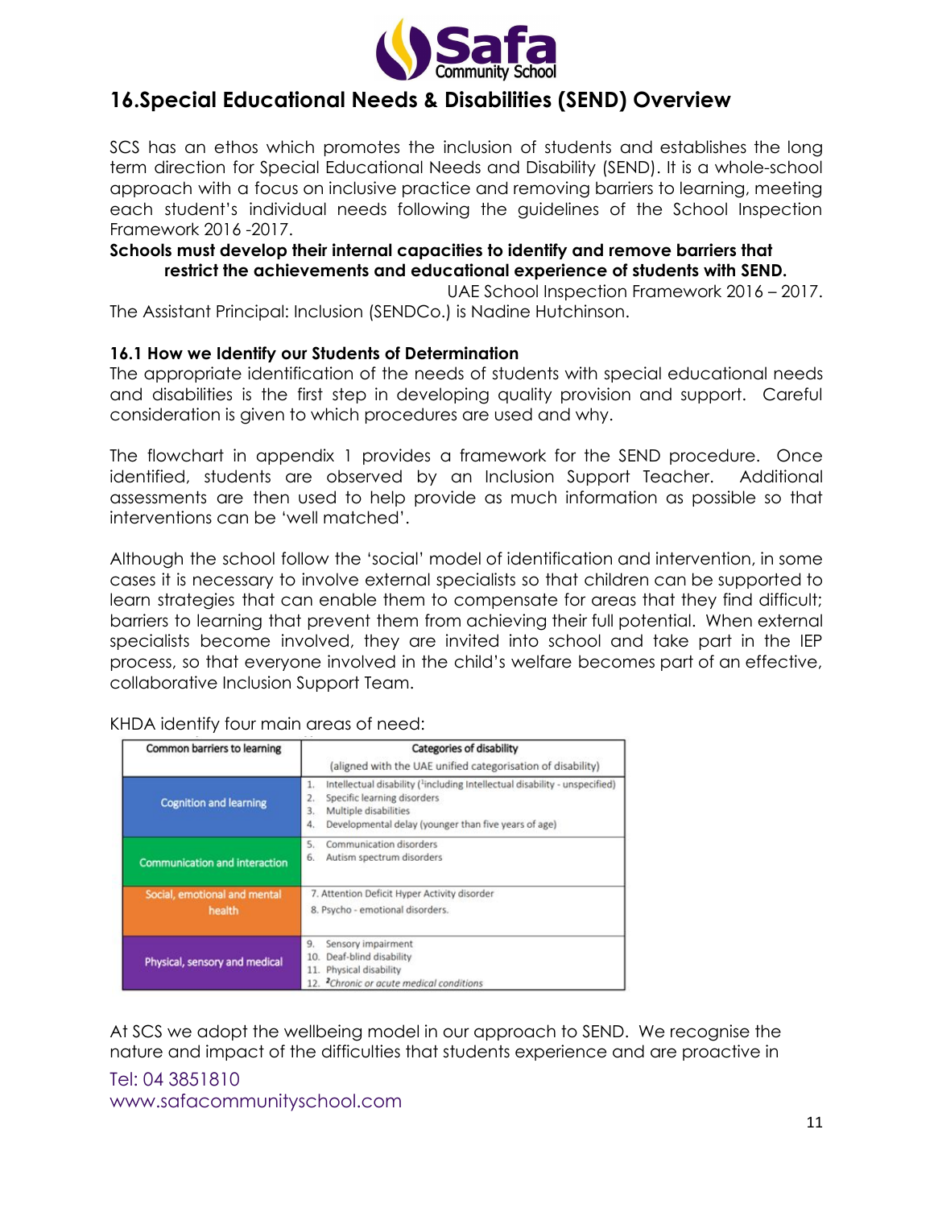## 16.Special Educational Needs & Disabilities (SEND) Overview

SCS has an ethos which promotes the inclusion of students and establishes the long term direction for Special Educational Needs and Disability (SEND). It is a whole-school approach with a focus on inclusive practice and removing barriers to learning, meeting each student's individual needs following the guidelines of the School Inspection Framework 2016 -2017.

**Schools must develop their internal capacities to identify and remove barriers that restrict the achievements and educational experience of students with SEND.**

UAE School Inspection Framework 2016 – 2017.

The Assistant Principal: Inclusion (SENDCo.) is Nadine Hutchinson.

### 16.1 How we Identify our Students of Determination

The appropriate identification of the needs of students with special educational needs and disabilities is the first step in developing quality provision and support. Careful consideration is given to which procedures are used and why.

The flowchart in appendix 1 provides a framework for the SEND procedure. Once identified, students are observed by an Inclusion Support Teacher. Additional assessments are then used to help provide as much information as possible so that interventions can be 'well matched'.

Although the school follow the 'social' model of identification and intervention, in some cases it is necessary to involve external specialists so that children can be supported to learn strategies that can enable them to compensate for areas that they find difficult; barriers to learning that prevent them from achieving their full potential. When external specialists become involved, they are invited into school and take part in the IEP process, so that everyone involved in the child's welfare becomes part of an effective, collaborative Inclusion Support Team.

KHDA identify four main areas of need:

| Common barriers to learning | Categories of disability (aligned with the UAE unified categorisation of disability) |
|---|---|
| Cognition and learning | 1. Intellectual disability ([1]including Intellectual disability - unspecified)<br>2. Specific learning disorders<br>3. Multiple disabilities<br>4. Developmental delay (younger than five years of age) |
| Communication and interaction | 5. Communication disorders<br>6. Autism spectrum disorders |
| Social, emotional and mental health | 7. Attention Deficit Hyper Activity disorder<br>8. Psycho - emotional disorders. |
| Physical, sensory and medical | 9. Sensory impairment<br>10. Deaf-blind disability<br>11. Physical disability<br>12. [2]*Chronic or acute medical conditions* |

At SCS we adopt the wellbeing model in our approach to SEND. We recognise the nature and impact of the difficulties that students experience and are proactive in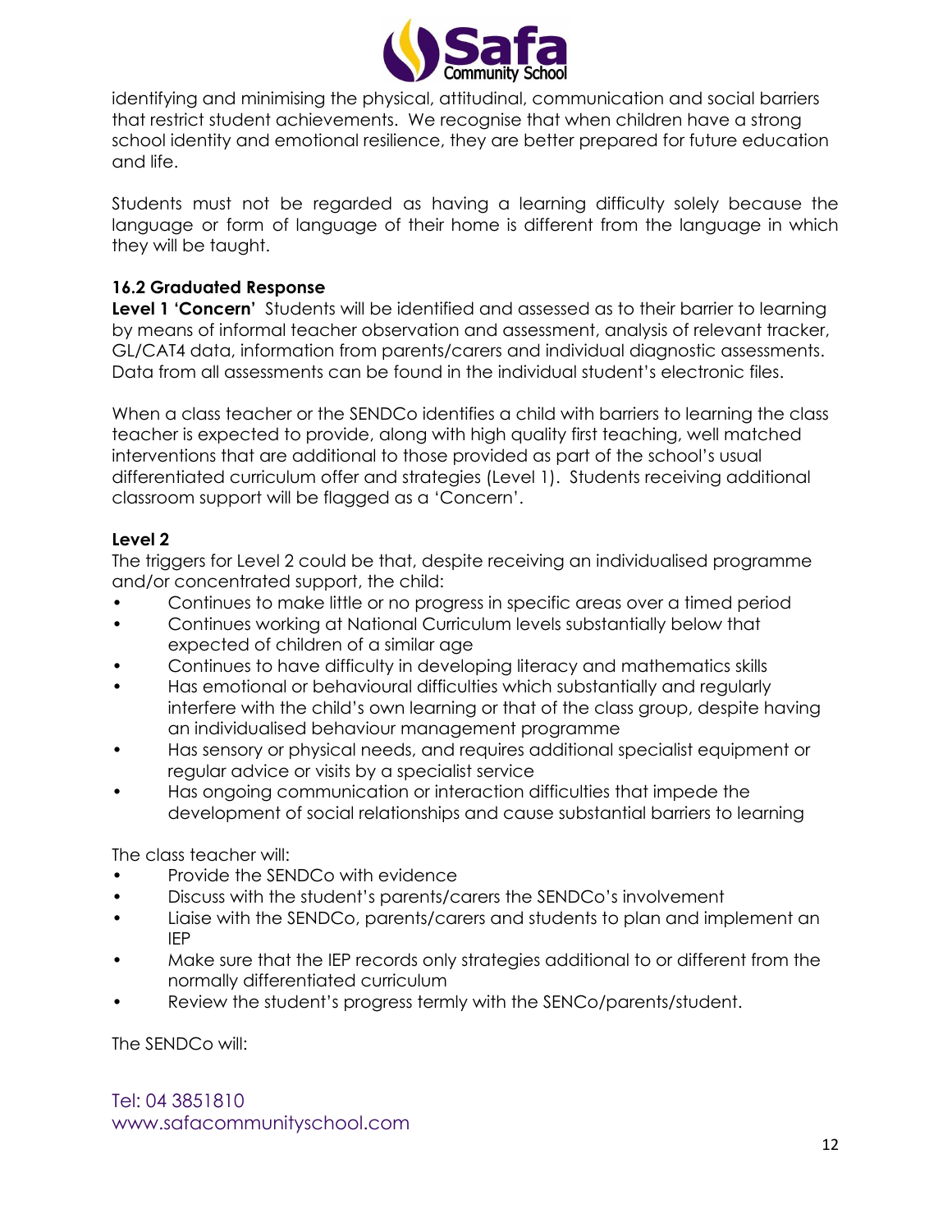identifying and minimising the physical, attitudinal, communication and social barriers that restrict student achievements. We recognise that when children have a strong school identity and emotional resilience, they are better prepared for future education and life.

Students must not be regarded as having a learning difficulty solely because the language or form of language of their home is different from the language in which they will be taught.

### 16.2 Graduated Response

**Level 1 'Concern'** Students will be identified and assessed as to their barrier to learning by means of informal teacher observation and assessment, analysis of relevant tracker, GL/CAT4 data, information from parents/carers and individual diagnostic assessments. Data from all assessments can be found in the individual student's electronic files.

When a class teacher or the SENDCo identifies a child with barriers to learning the class teacher is expected to provide, along with high quality first teaching, well matched interventions that are additional to those provided as part of the school's usual differentiated curriculum offer and strategies (Level 1). Students receiving additional classroom support will be flagged as a 'Concern'.

**Level 2**

The triggers for Level 2 could be that, despite receiving an individualised programme and/or concentrated support, the child:

- Continues to make little or no progress in specific areas over a timed period
- Continues working at National Curriculum levels substantially below that expected of children of a similar age
- Continues to have difficulty in developing literacy and mathematics skills
- Has emotional or behavioural difficulties which substantially and regularly interfere with the child's own learning or that of the class group, despite having an individualised behaviour management programme
- Has sensory or physical needs, and requires additional specialist equipment or regular advice or visits by a specialist service
- Has ongoing communication or interaction difficulties that impede the development of social relationships and cause substantial barriers to learning

The class teacher will:

- Provide the SENDCo with evidence
- Discuss with the student's parents/carers the SENDCo's involvement
- Liaise with the SENDCo, parents/carers and students to plan and implement an IEP
- Make sure that the IEP records only strategies additional to or different from the normally differentiated curriculum
- Review the student's progress termly with the SENCo/parents/student.

The SENDCo will: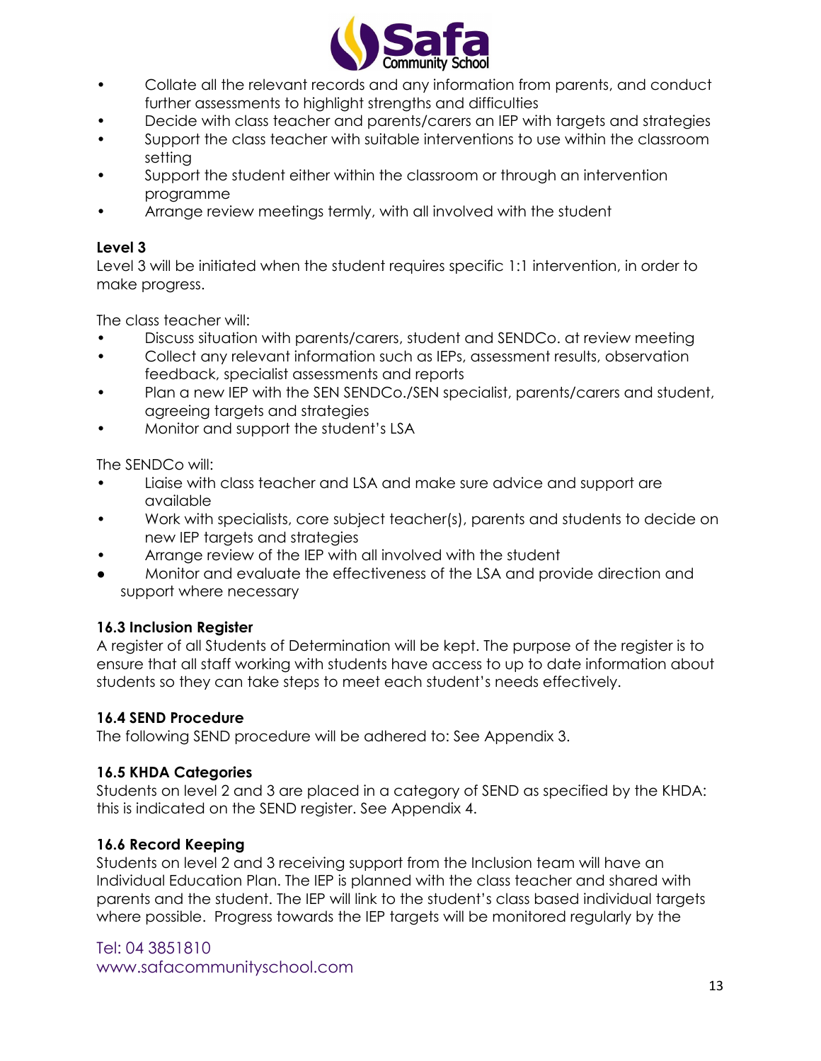- Collate all the relevant records and any information from parents, and conduct further assessments to highlight strengths and difficulties
- Decide with class teacher and parents/carers an IEP with targets and strategies
- Support the class teacher with suitable interventions to use within the classroom setting
- Support the student either within the classroom or through an intervention programme
- Arrange review meetings termly, with all involved with the student

**Level 3**

Level 3 will be initiated when the student requires specific 1:1 intervention, in order to make progress.

The class teacher will:

- Discuss situation with parents/carers, student and SENDCo. at review meeting
- Collect any relevant information such as IEPs, assessment results, observation feedback, specialist assessments and reports
- Plan a new IEP with the SEN SENDCo./SEN specialist, parents/carers and student, agreeing targets and strategies
- Monitor and support the student's LSA

The SENDCo will:

- Liaise with class teacher and LSA and make sure advice and support are available
- Work with specialists, core subject teacher(s), parents and students to decide on new IEP targets and strategies
- Arrange review of the IEP with all involved with the student
- Monitor and evaluate the effectiveness of the LSA and provide direction and support where necessary

### 16.3 Inclusion Register

A register of all Students of Determination will be kept. The purpose of the register is to ensure that all staff working with students have access to up to date information about students so they can take steps to meet each student's needs effectively.

### 16.4 SEND Procedure

The following SEND procedure will be adhered to: See Appendix 3.

### 16.5 KHDA Categories

Students on level 2 and 3 are placed in a category of SEND as specified by the KHDA: this is indicated on the SEND register. See Appendix 4.

### 16.6 Record Keeping

Students on level 2 and 3 receiving support from the Inclusion team will have an Individual Education Plan. The IEP is planned with the class teacher and shared with parents and the student. The IEP will link to the student's class based individual targets where possible. Progress towards the IEP targets will be monitored regularly by the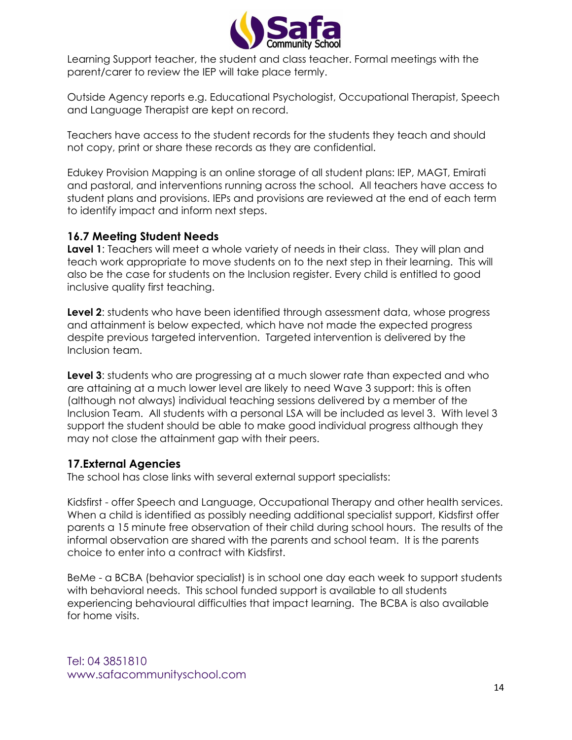Learning Support teacher, the student and class teacher. Formal meetings with the parent/carer to review the IEP will take place termly.

Outside Agency reports e.g. Educational Psychologist, Occupational Therapist, Speech and Language Therapist are kept on record.

Teachers have access to the student records for the students they teach and should not copy, print or share these records as they are confidential.

Edukey Provision Mapping is an online storage of all student plans: IEP, MAGT, Emirati and pastoral, and interventions running across the school. All teachers have access to student plans and provisions. IEPs and provisions are reviewed at the end of each term to identify impact and inform next steps.

### 16.7 Meeting Student Needs

**Lavel 1**: Teachers will meet a whole variety of needs in their class. They will plan and teach work appropriate to move students on to the next step in their learning. This will also be the case for students on the Inclusion register. Every child is entitled to good inclusive quality first teaching.

**Level 2**: students who have been identified through assessment data, whose progress and attainment is below expected, which have not made the expected progress despite previous targeted intervention. Targeted intervention is delivered by the Inclusion team.

**Level 3**: students who are progressing at a much slower rate than expected and who are attaining at a much lower level are likely to need Wave 3 support: this is often (although not always) individual teaching sessions delivered by a member of the Inclusion Team. All students with a personal LSA will be included as level 3. With level 3 support the student should be able to make good individual progress although they may not close the attainment gap with their peers.

## 17.External Agencies

The school has close links with several external support specialists:

Kidsfirst - offer Speech and Language, Occupational Therapy and other health services. When a child is identified as possibly needing additional specialist support, Kidsfirst offer parents a 15 minute free observation of their child during school hours. The results of the informal observation are shared with the parents and school team. It is the parents choice to enter into a contract with Kidsfirst.

BeMe - a BCBA (behavior specialist) is in school one day each week to support students with behavioral needs. This school funded support is available to all students experiencing behavioural difficulties that impact learning. The BCBA is also available for home visits.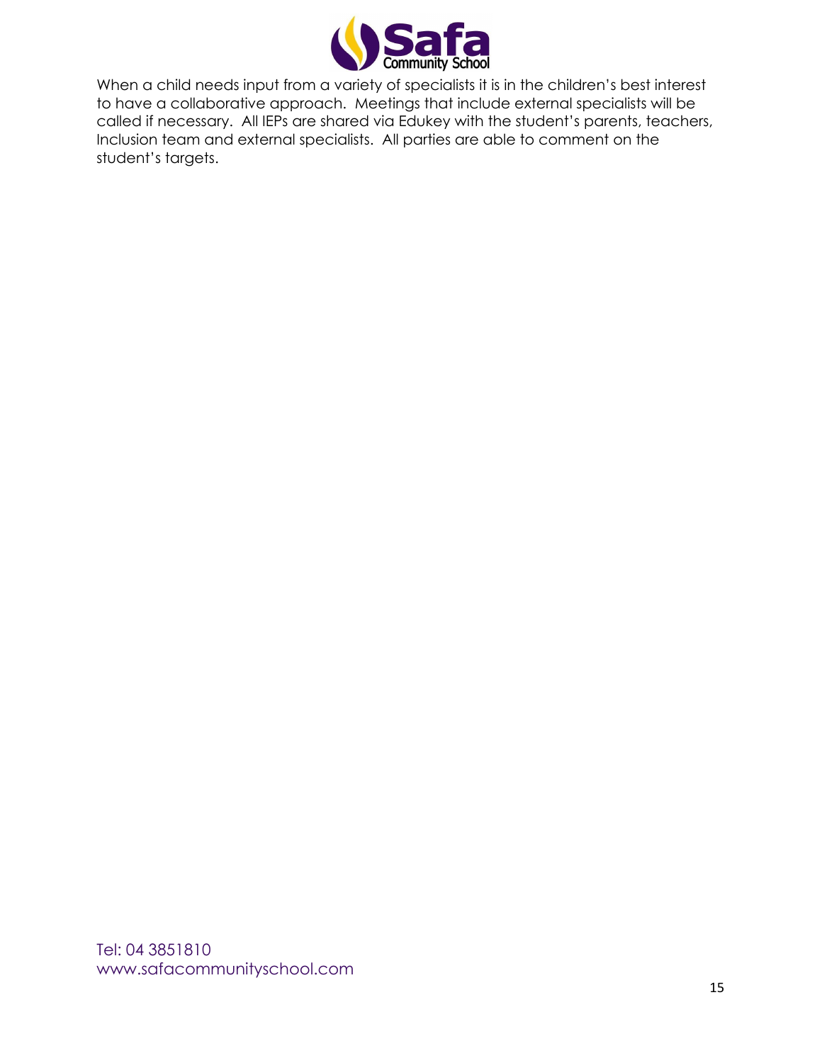When a child needs input from a variety of specialists it is in the children's best interest to have a collaborative approach. Meetings that include external specialists will be called if necessary. All IEPs are shared via Edukey with the student's parents, teachers, Inclusion team and external specialists. All parties are able to comment on the student's targets.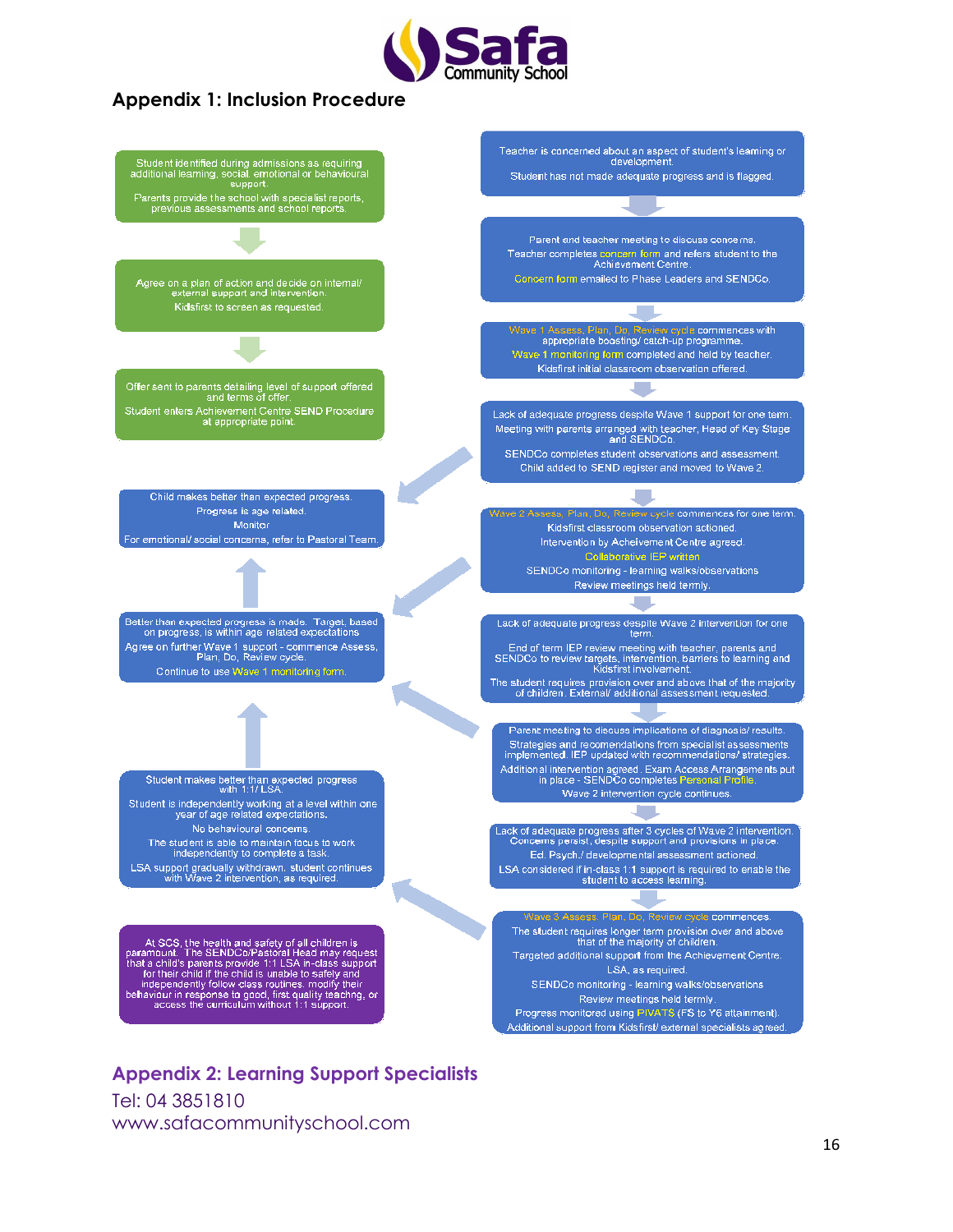## Appendix 1: Inclusion Procedure

Student identified during admissions as requiring additional learning, social, emotional or behavioural support.

Parents provide the school with specialist reports, previous assessments and school reports.

Agree on a plan of action and decide on internal/ external support and intervention.

Kidsfirst to screen as requested.

Offer sent to parents detailing level of support offered and terms of offer.

Student enters Achievement Centre SEND Procedure at appropriate point.

Teacher is concerned about an aspect of student's learning or development.

Student has not made adequate progress and is flagged.

Parent and teacher meeting to discuss concerns.

Teacher completes concern form and refers student to the Achievement Centre.

Concern form emailed to Phase Leaders and SENDCo.

Wave 1 Assess, Plan, Do, Review cycle commences with appropriate boosting/ catch-up programme.

Wave 1 monitoring form completed and held by teacher.

Kidsfirst initial classroom observation offered.

Lack of adequate progress despite Wave 1 support for one term.

Meeting with parents arranged with teacher, Head of Key Stage and SENDCo.

SENDCo completes student observations and assessment.

Child added to SEND register and moved to Wave 2.

Child makes better than expected progress.

Progress is age related.

Monitor

For emotional/ social concerns, refer to Pastoral Team.

Wave 2 Assess, Plan, Do, Review cycle commences for one term.

Kidsfirst classroom observation actioned.

Intervention by Acheivement Centre agreed.

Collaborative IEP written

SENDCo monitoring - learning walks/observations

Review meetings held termly.

Better than expected progress is made. Target, based on progress, is within age related expectations

Agree on further Wave 1 support - commence Assess, Plan, Do, Review cycle.

Continue to use Wave 1 monitoring form.

Lack of adequate progress despite Wave 2 intervention for one term.

End of term IEP review meeting with teacher, parents and SENDCo to review targets, intervention, barriers to learning and Kidsfirst involvement.

The student requires provision over and above that of the majority of children. External/ additional assessment requested.

Parent meeting to discuss implications of diagnosis/ results.

Strategies and recomendations from specialist assessments implemented. IEP updated with recommendations/ strategies.

Additional intervention agreed. Exam Access Arrangements put in place - SENDCo completes Personal Profile.

Wave 2 intervention cycle continues.

Student makes better than expected progress with 1:1 LSA.

Student is independently working at a level within one year of age related expectations.

No behavioural concerns.

The student is able to maintain focus to work independently to complete a task.

LSA support gradually withdrawn. student continues with Wave 2 intervention, as required.

Lack of adequate progress after 3 cycles of Wave 2 intervention. Concerns persist, despite support and provisions in place.

Ed. Psych./ developmental assessment actioned.

LSA considered if in-class 1:1 support is required to enable the student to access learning.

At SCS, the health and safety of all children is paramount. The SENDCo/Pastoral Head may request that a child's parents provide 1:1 LSA in-class support for their child if the child is unable to safely and independently follow class routines, modify their behaviour in response to good, first quality teachng, or access the curriculum without 1:1 support.

Wave 3 Assess, Plan, Do, Review cycle commences.

The student requires longer term provision over and above that of the majority of children.

Targeted additional support from the Achievement Centre.

LSA, as required.

SENDCo monitoring - learning walks/observations

Review meetings held termly.

Progress monitored using PIVATS (FS to Y6 attainment).

Additional support from Kidsfirst/ external specialists agreed.

## Appendix 2: Learning Support Specialists

Tel: 04 3851810

www.safacommunityschool.com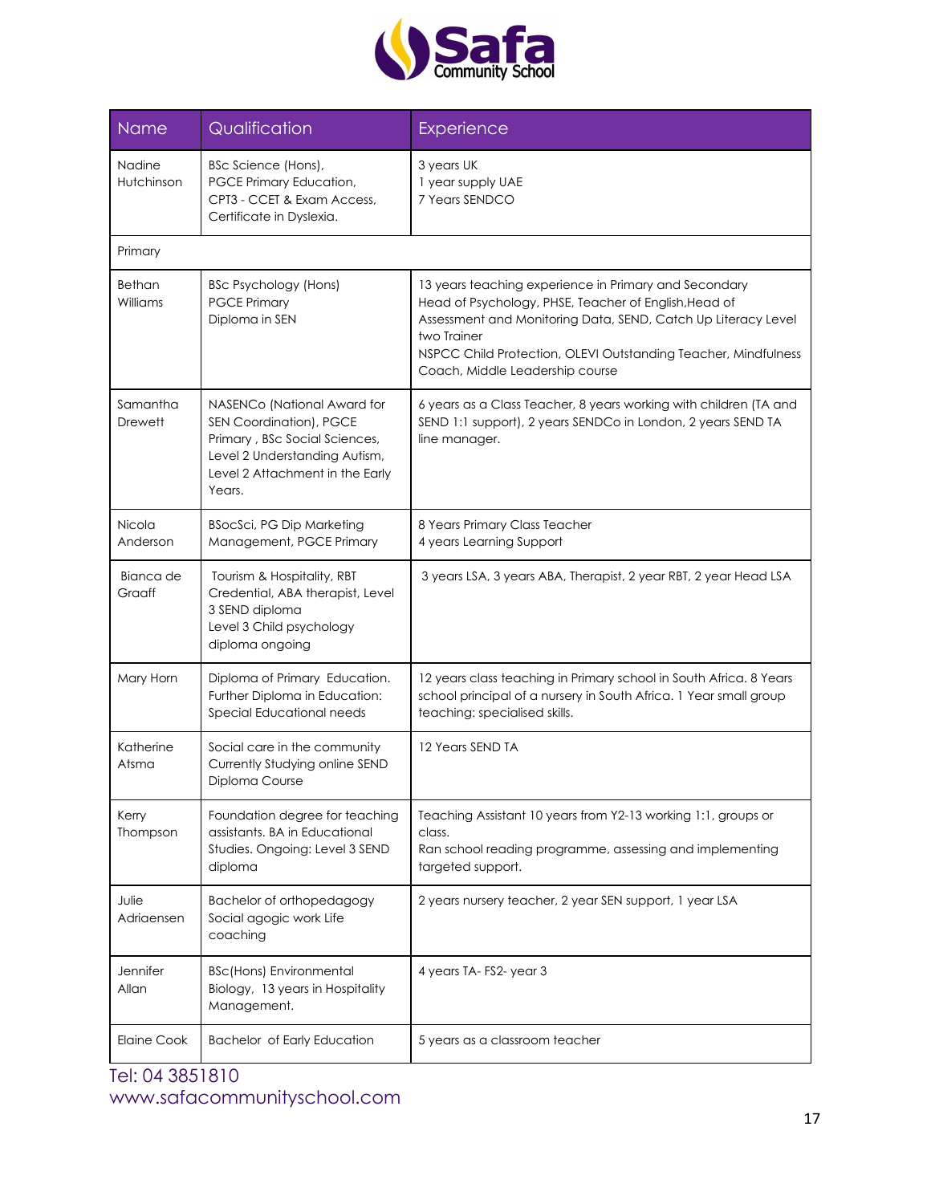| Name | Qualification | Experience |
| --- | --- | --- |
| Nadine Hutchinson | BSc Science (Hons), PGCE Primary Education, CPT3 - CCET & Exam Access, Certificate in Dyslexia. | 3 years UK<br>1 year supply UAE<br>7 Years SENDCO |
| Primary | | |
| Bethan Williams | BSc Psychology (Hons)<br>PGCE Primary<br>Diploma in SEN | 13 years teaching experience in Primary and Secondary<br>Head of Psychology, PHSE, Teacher of English,Head of Assessment and Monitoring Data, SEND, Catch Up Literacy Level two Trainer<br>NSPCC Child Protection, OLEVI Outstanding Teacher, Mindfulness Coach, Middle Leadership course |
| Samantha Drewett | NASENCo (National Award for SEN Coordination), PGCE Primary , BSc Social Sciences, Level 2 Understanding Autism, Level 2 Attachment in the Early Years. | 6 years as a Class Teacher, 8 years working with children (TA and SEND 1:1 support), 2 years SENDCo in London, 2 years SEND TA line manager. |
| Nicola Anderson | BSocSci, PG Dip Marketing Management, PGCE Primary | 8 Years Primary Class Teacher<br>4 years Learning Support |
| Bianca de Graaff | Tourism & Hospitality, RBT Credential, ABA therapist, Level 3 SEND diploma<br>Level 3 Child psychology diploma ongoing | 3 years LSA, 3 years ABA, Therapist, 2 year RBT, 2 year Head LSA |
| Mary Horn | Diploma of Primary Education. Further Diploma in Education: Special Educational needs | 12 years class teaching in Primary school in South Africa. 8 Years school principal of a nursery in South Africa. 1 Year small group teaching: specialised skills. |
| Katherine Atsma | Social care in the community<br>Currently Studying online SEND Diploma Course | 12 Years SEND TA |
| Kerry Thompson | Foundation degree for teaching assistants. BA in Educational Studies. Ongoing: Level 3 SEND diploma | Teaching Assistant 10 years from Y2-13 working 1:1, groups or class.<br>Ran school reading programme, assessing and implementing targeted support. |
| Julie Adriaensen | Bachelor of orthopedagogy<br>Social agogic work Life coaching | 2 years nursery teacher, 2 year SEN support, 1 year LSA |
| Jennifer Allan | BSc(Hons) Environmental Biology, 13 years in Hospitality Management. | 4 years TA- FS2- year 3 |
| Elaine Cook | Bachelor of Early Education | 5 years as a classroom teacher |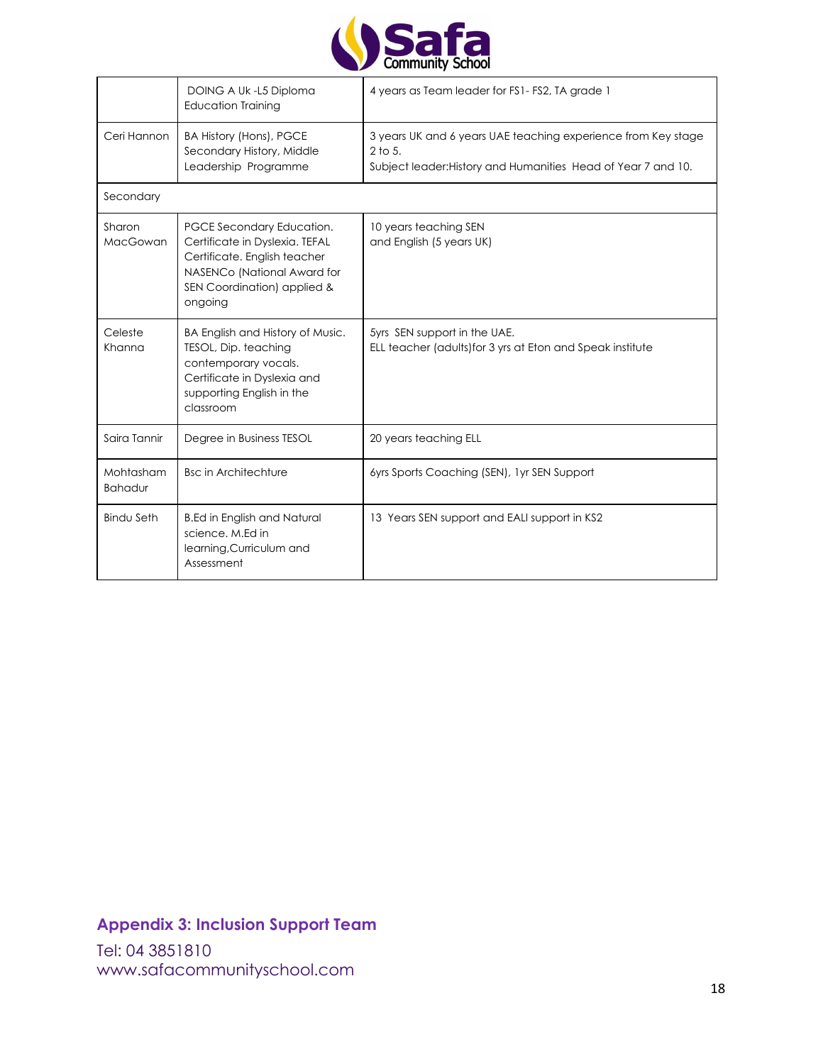| | | |
|---|---|---|
| | DOING A Uk -L5 Diploma Education Training | 4 years as Team leader for FS1- FS2, TA grade 1 |
| Ceri Hannon | BA History (Hons), PGCE Secondary History, Middle Leadership Programme | 3 years UK and 6 years UAE teaching experience from Key stage 2 to 5.<br>Subject leader:History and Humanities Head of Year 7 and 10. |
| Secondary | | |
| Sharon MacGowan | PGCE Secondary Education. Certificate in Dyslexia. TEFAL Certificate. English teacher NASENCo (National Award for SEN Coordination) applied & ongoing | 10 years teaching SEN and English (5 years UK) |
| Celeste Khanna | BA English and History of Music. TESOL, Dip. teaching contemporary vocals. Certificate in Dyslexia and supporting English in the classroom | 5yrs SEN support in the UAE.<br>ELL teacher (adults)for 3 yrs at Eton and Speak institute |
| Saira Tannir | Degree in Business TESOL | 20 years teaching ELL |
| Mohtasham Bahadur | Bsc in Architechture | 6yrs Sports Coaching (SEN), 1yr SEN Support |
| Bindu Seth | B.Ed in English and Natural science. M.Ed in learning,Curriculum and Assessment | 13 Years SEN support and EALl support in KS2 |

**Appendix 3: Inclusion Support Team**

Tel: 04 3851810
www.safacommunityschool.com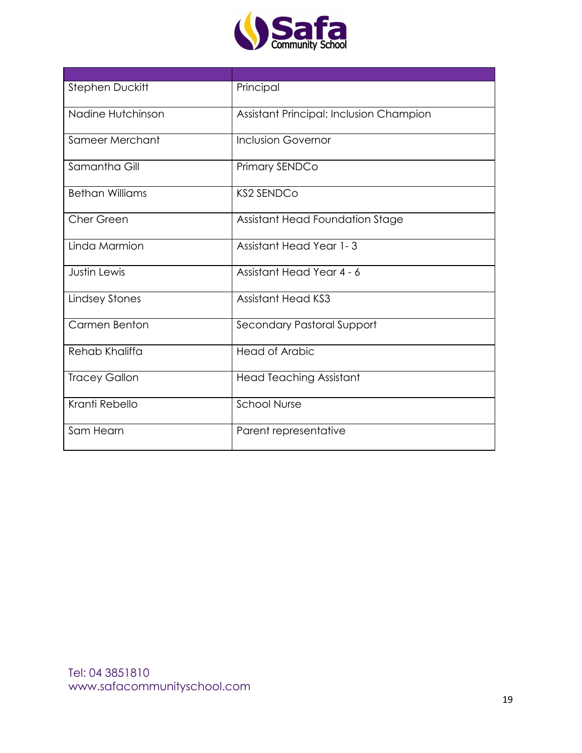| | |
|---|---|
| Stephen Duckitt | Principal |
| Nadine Hutchinson | Assistant Principal: Inclusion Champion |
| Sameer Merchant | Inclusion Governor |
| Samantha Gill | Primary SENDCo |
| Bethan Williams | KS2 SENDCo |
| Cher Green | Assistant Head Foundation Stage |
| Linda Marmion | Assistant Head Year 1- 3 |
| Justin Lewis | Assistant Head Year 4 - 6 |
| Lindsey Stones | Assistant Head KS3 |
| Carmen Benton | Secondary Pastoral Support |
| Rehab Khaliffa | Head of Arabic |
| Tracey Gallon | Head Teaching Assistant |
| Kranti Rebello | School Nurse |
| Sam Hearn | Parent representative |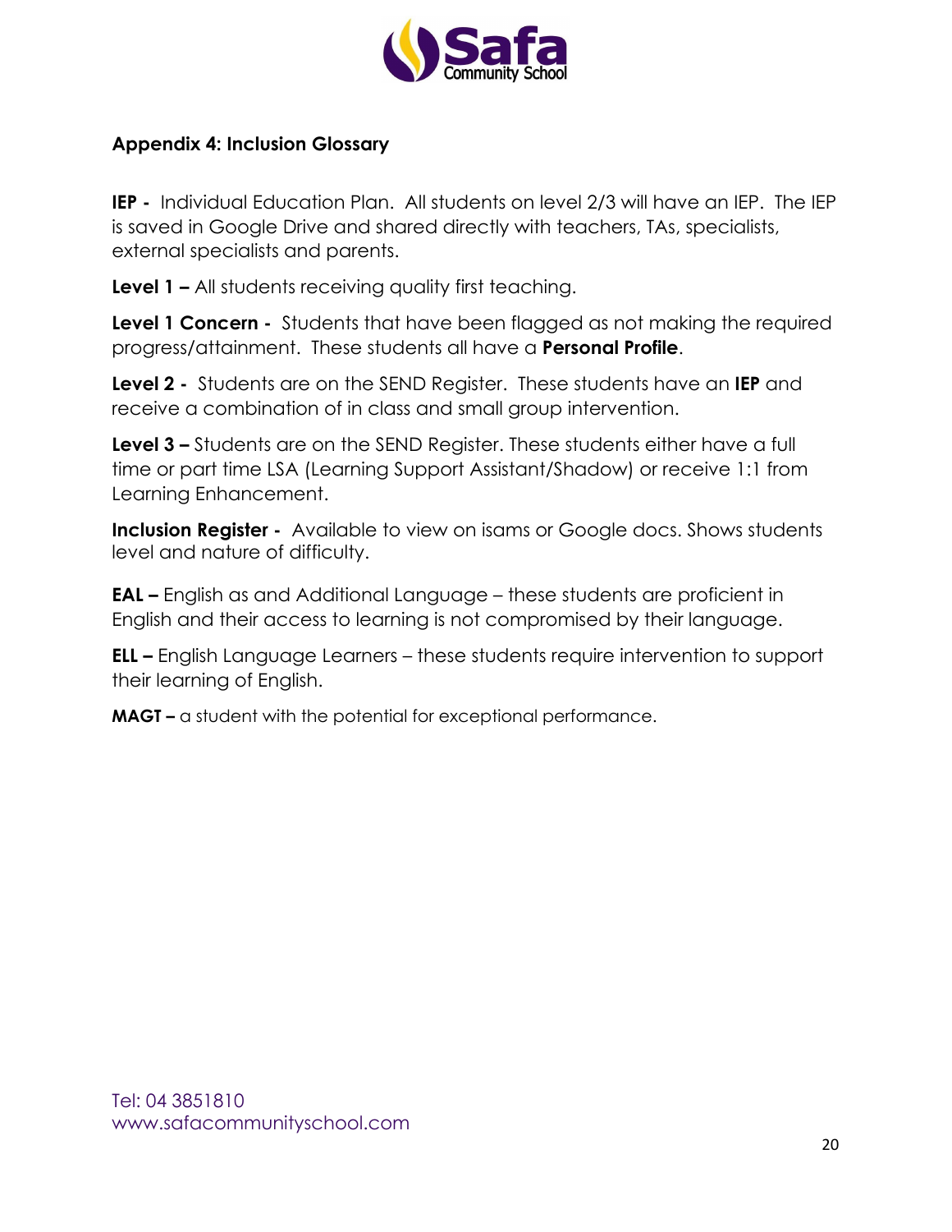## Appendix 4: Inclusion Glossary

**IEP -** Individual Education Plan. All students on level 2/3 will have an IEP. The IEP is saved in Google Drive and shared directly with teachers, TAs, specialists, external specialists and parents.

**Level 1 –** All students receiving quality first teaching.

**Level 1 Concern -** Students that have been flagged as not making the required progress/attainment. These students all have a **Personal Profile**.

**Level 2 -** Students are on the SEND Register. These students have an **IEP** and receive a combination of in class and small group intervention.

**Level 3 –** Students are on the SEND Register. These students either have a full time or part time LSA (Learning Support Assistant/Shadow) or receive 1:1 from Learning Enhancement.

**Inclusion Register -** Available to view on isams or Google docs. Shows students level and nature of difficulty.

**EAL –** English as and Additional Language – these students are proficient in English and their access to learning is not compromised by their language.

**ELL –** English Language Learners – these students require intervention to support their learning of English.

**MAGT –** a student with the potential for exceptional performance.

Tel: 04 3851810
www.safacommunityschool.com